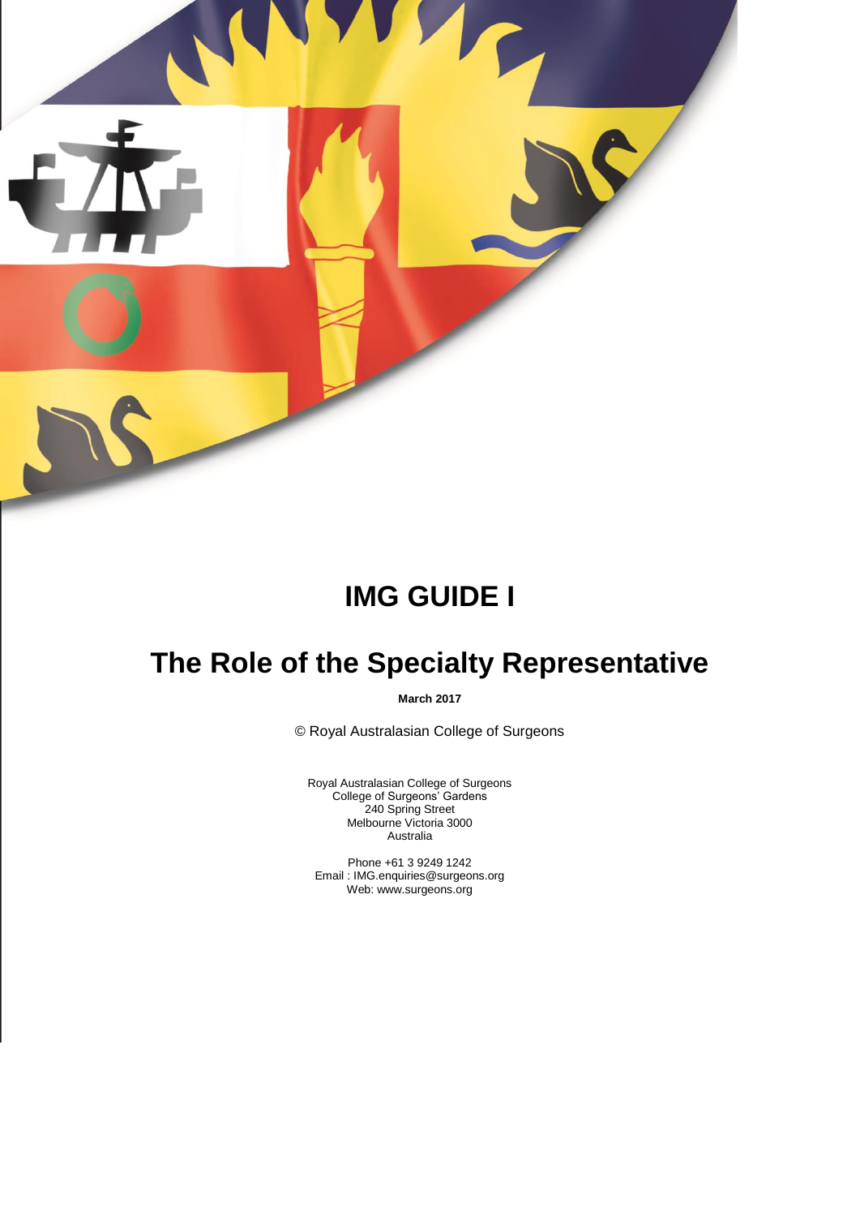# IMG GUIDE I

# The Role of the Specialty Representative

**March 2017**

© Royal Australasian College of Surgeons

Royal Australasian College of Surgeons
College of Surgeons' Gardens
240 Spring Street
Melbourne Victoria 3000
Australia

Phone +61 3 9249 1242
Email : IMG.enquiries@surgeons.org
Web: www.surgeons.org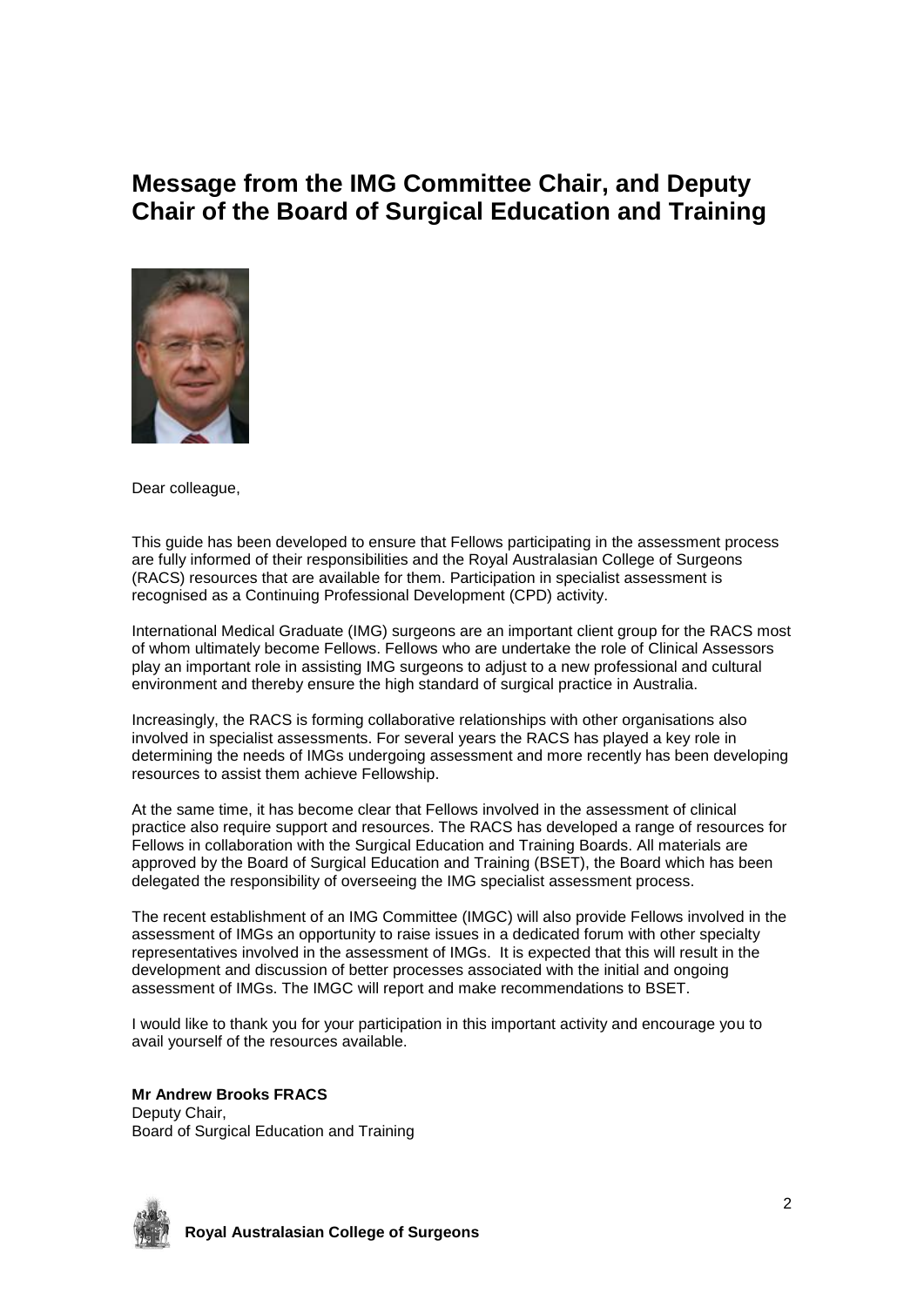# Message from the IMG Committee Chair, and Deputy Chair of the Board of Surgical Education and Training

Dear colleague,

This guide has been developed to ensure that Fellows participating in the assessment process are fully informed of their responsibilities and the Royal Australasian College of Surgeons (RACS) resources that are available for them. Participation in specialist assessment is recognised as a Continuing Professional Development (CPD) activity.

International Medical Graduate (IMG) surgeons are an important client group for the RACS most of whom ultimately become Fellows. Fellows who are undertake the role of Clinical Assessors play an important role in assisting IMG surgeons to adjust to a new professional and cultural environment and thereby ensure the high standard of surgical practice in Australia.

Increasingly, the RACS is forming collaborative relationships with other organisations also involved in specialist assessments. For several years the RACS has played a key role in determining the needs of IMGs undergoing assessment and more recently has been developing resources to assist them achieve Fellowship.

At the same time, it has become clear that Fellows involved in the assessment of clinical practice also require support and resources. The RACS has developed a range of resources for Fellows in collaboration with the Surgical Education and Training Boards. All materials are approved by the Board of Surgical Education and Training (BSET), the Board which has been delegated the responsibility of overseeing the IMG specialist assessment process.

The recent establishment of an IMG Committee (IMGC) will also provide Fellows involved in the assessment of IMGs an opportunity to raise issues in a dedicated forum with other specialty representatives involved in the assessment of IMGs. It is expected that this will result in the development and discussion of better processes associated with the initial and ongoing assessment of IMGs. The IMGC will report and make recommendations to BSET.

I would like to thank you for your participation in this important activity and encourage you to avail yourself of the resources available.

**Mr Andrew Brooks FRACS**
Deputy Chair,
Board of Surgical Education and Training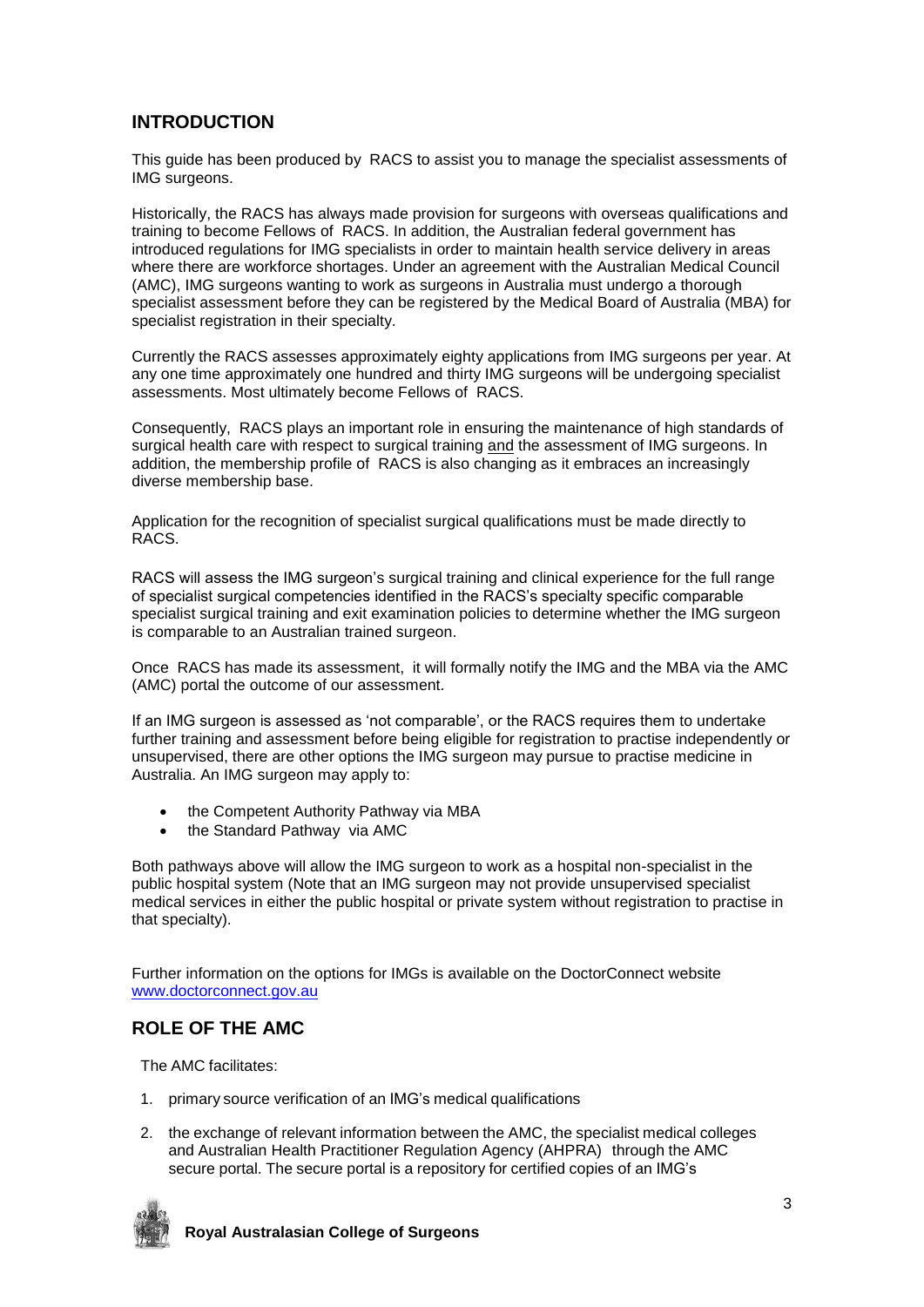## INTRODUCTION

This guide has been produced by RACS to assist you to manage the specialist assessments of IMG surgeons.

Historically, the RACS has always made provision for surgeons with overseas qualifications and training to become Fellows of RACS. In addition, the Australian federal government has introduced regulations for IMG specialists in order to maintain health service delivery in areas where there are workforce shortages. Under an agreement with the Australian Medical Council (AMC), IMG surgeons wanting to work as surgeons in Australia must undergo a thorough specialist assessment before they can be registered by the Medical Board of Australia (MBA) for specialist registration in their specialty.

Currently the RACS assesses approximately eighty applications from IMG surgeons per year. At any one time approximately one hundred and thirty IMG surgeons will be undergoing specialist assessments. Most ultimately become Fellows of RACS.

Consequently, RACS plays an important role in ensuring the maintenance of high standards of surgical health care with respect to surgical training <u>and</u> the assessment of IMG surgeons. In addition, the membership profile of RACS is also changing as it embraces an increasingly diverse membership base.

Application for the recognition of specialist surgical qualifications must be made directly to RACS.

RACS will assess the IMG surgeon's surgical training and clinical experience for the full range of specialist surgical competencies identified in the RACS's specialty specific comparable specialist surgical training and exit examination policies to determine whether the IMG surgeon is comparable to an Australian trained surgeon.

Once RACS has made its assessment, it will formally notify the IMG and the MBA via the AMC (AMC) portal the outcome of our assessment.

If an IMG surgeon is assessed as 'not comparable', or the RACS requires them to undertake further training and assessment before being eligible for registration to practise independently or unsupervised, there are other options the IMG surgeon may pursue to practise medicine in Australia. An IMG surgeon may apply to:

- the Competent Authority Pathway via MBA
- the Standard Pathway via AMC

Both pathways above will allow the IMG surgeon to work as a hospital non-specialist in the public hospital system (Note that an IMG surgeon may not provide unsupervised specialist medical services in either the public hospital or private system without registration to practise in that specialty).

Further information on the options for IMGs is available on the DoctorConnect website [www.doctorconnect.gov.au](http://www.doctorconnect.gov.au)

## ROLE OF THE AMC

The AMC facilitates:

1. primary source verification of an IMG's medical qualifications
2. the exchange of relevant information between the AMC, the specialist medical colleges and Australian Health Practitioner Regulation Agency (AHPRA) through the AMC secure portal. The secure portal is a repository for certified copies of an IMG's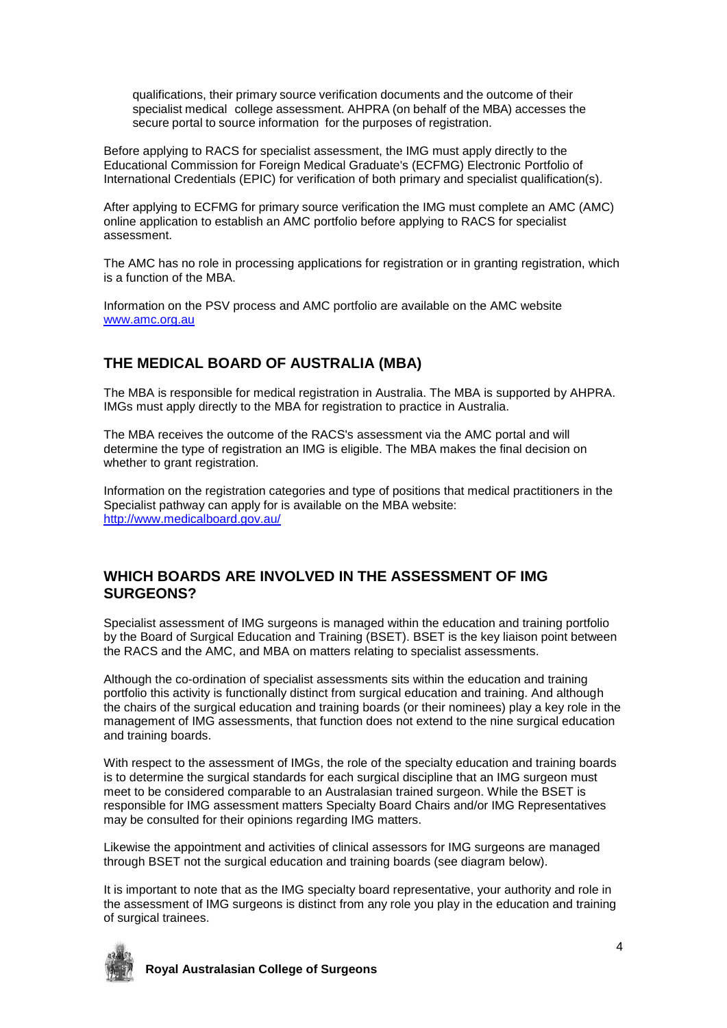qualifications, their primary source verification documents and the outcome of their specialist medical college assessment. AHPRA (on behalf of the MBA) accesses the secure portal to source information for the purposes of registration.

Before applying to RACS for specialist assessment, the IMG must apply directly to the Educational Commission for Foreign Medical Graduate's (ECFMG) Electronic Portfolio of International Credentials (EPIC) for verification of both primary and specialist qualification(s).

After applying to ECFMG for primary source verification the IMG must complete an AMC (AMC) online application to establish an AMC portfolio before applying to RACS for specialist assessment.

The AMC has no role in processing applications for registration or in granting registration, which is a function of the MBA.

Information on the PSV process and AMC portfolio are available on the AMC website [www.amc.org.au](http://www.amc.org.au)

## THE MEDICAL BOARD OF AUSTRALIA (MBA)

The MBA is responsible for medical registration in Australia. The MBA is supported by AHPRA. IMGs must apply directly to the MBA for registration to practice in Australia.

The MBA receives the outcome of the RACS's assessment via the AMC portal and will determine the type of registration an IMG is eligible. The MBA makes the final decision on whether to grant registration.

Information on the registration categories and type of positions that medical practitioners in the Specialist pathway can apply for is available on the MBA website: [http://www.medicalboard.gov.au/](http://www.medicalboard.gov.au/)

## WHICH BOARDS ARE INVOLVED IN THE ASSESSMENT OF IMG SURGEONS?

Specialist assessment of IMG surgeons is managed within the education and training portfolio by the Board of Surgical Education and Training (BSET). BSET is the key liaison point between the RACS and the AMC, and MBA on matters relating to specialist assessments.

Although the co-ordination of specialist assessments sits within the education and training portfolio this activity is functionally distinct from surgical education and training. And although the chairs of the surgical education and training boards (or their nominees) play a key role in the management of IMG assessments, that function does not extend to the nine surgical education and training boards.

With respect to the assessment of IMGs, the role of the specialty education and training boards is to determine the surgical standards for each surgical discipline that an IMG surgeon must meet to be considered comparable to an Australasian trained surgeon. While the BSET is responsible for IMG assessment matters Specialty Board Chairs and/or IMG Representatives may be consulted for their opinions regarding IMG matters.

Likewise the appointment and activities of clinical assessors for IMG surgeons are managed through BSET not the surgical education and training boards (see diagram below).

It is important to note that as the IMG specialty board representative, your authority and role in the assessment of IMG surgeons is distinct from any role you play in the education and training of surgical trainees.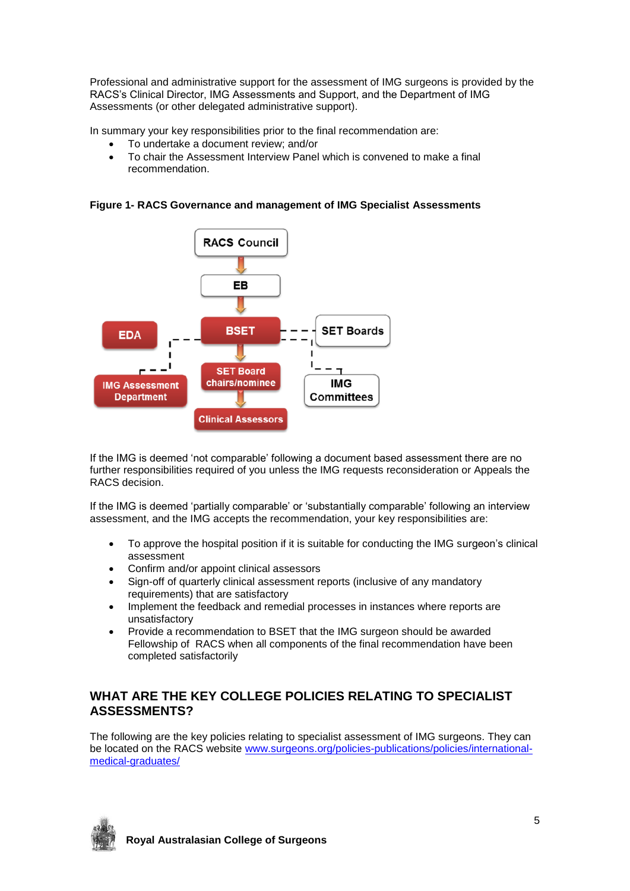Professional and administrative support for the assessment of IMG surgeons is provided by the RACS's Clinical Director, IMG Assessments and Support, and the Department of IMG Assessments (or other delegated administrative support).

In summary your key responsibilities prior to the final recommendation are:

- To undertake a document review; and/or
- To chair the Assessment Interview Panel which is convened to make a final recommendation.

**Figure 1- RACS Governance and management of IMG Specialist Assessments**

RACS Council → EB → BSET → SET Board chairs/nominee → Clinical Assessors

EDA - - - BSET; EDA - - - IMG Assessment Department

BSET - - - SET Boards; SET Boards - - - IMG Committees

If the IMG is deemed 'not comparable' following a document based assessment there are no further responsibilities required of you unless the IMG requests reconsideration or Appeals the RACS decision.

If the IMG is deemed 'partially comparable' or 'substantially comparable' following an interview assessment, and the IMG accepts the recommendation, your key responsibilities are:

- To approve the hospital position if it is suitable for conducting the IMG surgeon's clinical assessment
- Confirm and/or appoint clinical assessors
- Sign-off of quarterly clinical assessment reports (inclusive of any mandatory requirements) that are satisfactory
- Implement the feedback and remedial processes in instances where reports are unsatisfactory
- Provide a recommendation to BSET that the IMG surgeon should be awarded Fellowship of RACS when all components of the final recommendation have been completed satisfactorily

## WHAT ARE THE KEY COLLEGE POLICIES RELATING TO SPECIALIST ASSESSMENTS?

The following are the key policies relating to specialist assessment of IMG surgeons. They can be located on the RACS website [www.surgeons.org/policies-publications/policies/international-medical-graduates/](www.surgeons.org/policies-publications/policies/international-medical-graduates/)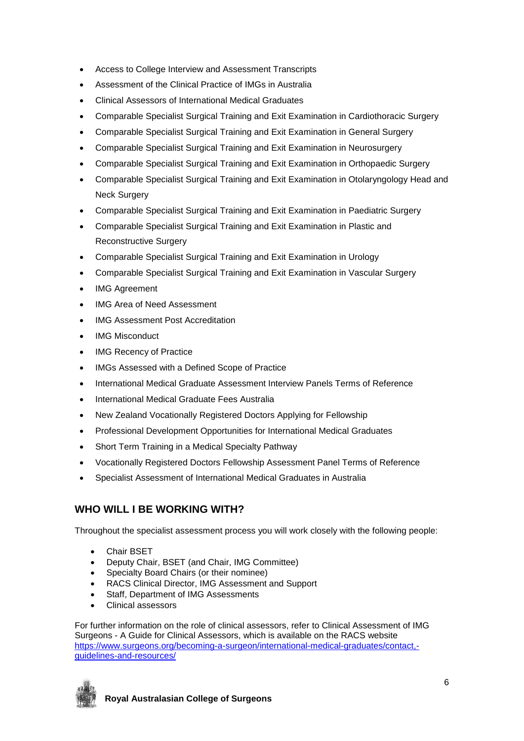- Access to College Interview and Assessment Transcripts
- Assessment of the Clinical Practice of IMGs in Australia
- Clinical Assessors of International Medical Graduates
- Comparable Specialist Surgical Training and Exit Examination in Cardiothoracic Surgery
- Comparable Specialist Surgical Training and Exit Examination in General Surgery
- Comparable Specialist Surgical Training and Exit Examination in Neurosurgery
- Comparable Specialist Surgical Training and Exit Examination in Orthopaedic Surgery
- Comparable Specialist Surgical Training and Exit Examination in Otolaryngology Head and Neck Surgery
- Comparable Specialist Surgical Training and Exit Examination in Paediatric Surgery
- Comparable Specialist Surgical Training and Exit Examination in Plastic and Reconstructive Surgery
- Comparable Specialist Surgical Training and Exit Examination in Urology
- Comparable Specialist Surgical Training and Exit Examination in Vascular Surgery
- IMG Agreement
- IMG Area of Need Assessment
- IMG Assessment Post Accreditation
- IMG Misconduct
- IMG Recency of Practice
- IMGs Assessed with a Defined Scope of Practice
- International Medical Graduate Assessment Interview Panels Terms of Reference
- International Medical Graduate Fees Australia
- New Zealand Vocationally Registered Doctors Applying for Fellowship
- Professional Development Opportunities for International Medical Graduates
- Short Term Training in a Medical Specialty Pathway
- Vocationally Registered Doctors Fellowship Assessment Panel Terms of Reference
- Specialist Assessment of International Medical Graduates in Australia

## WHO WILL I BE WORKING WITH?

Throughout the specialist assessment process you will work closely with the following people:

- Chair BSET
- Deputy Chair, BSET (and Chair, IMG Committee)
- Specialty Board Chairs (or their nominee)
- RACS Clinical Director, IMG Assessment and Support
- Staff, Department of IMG Assessments
- Clinical assessors

For further information on the role of clinical assessors, refer to Clinical Assessment of IMG Surgeons - A Guide for Clinical Assessors, which is available on the RACS website [https://www.surgeons.org/becoming-a-surgeon/international-medical-graduates/contact,-guidelines-and-resources/](https://www.surgeons.org/becoming-a-surgeon/international-medical-graduates/contact,-guidelines-and-resources/)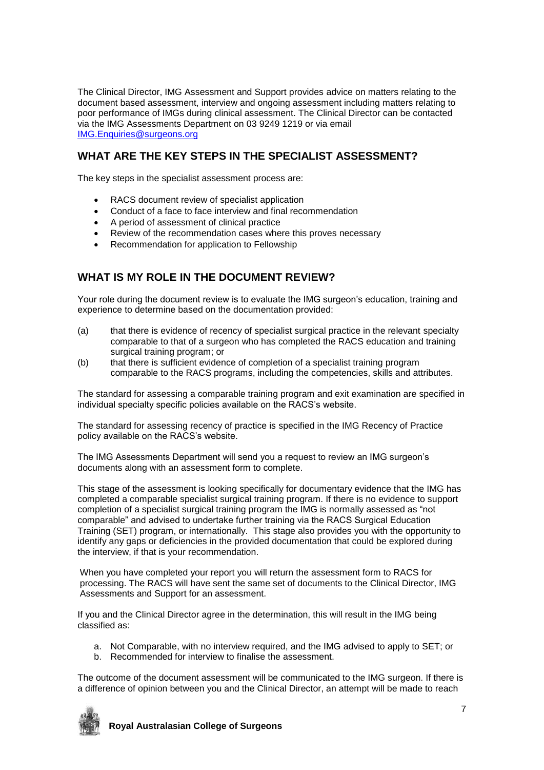The Clinical Director, IMG Assessment and Support provides advice on matters relating to the document based assessment, interview and ongoing assessment including matters relating to poor performance of IMGs during clinical assessment. The Clinical Director can be contacted via the IMG Assessments Department on 03 9249 1219 or via email [IMG.Enquiries@surgeons.org](mailto:IMG.Enquiries@surgeons.org)

## WHAT ARE THE KEY STEPS IN THE SPECIALIST ASSESSMENT?

The key steps in the specialist assessment process are:

- RACS document review of specialist application
- Conduct of a face to face interview and final recommendation
- A period of assessment of clinical practice
- Review of the recommendation cases where this proves necessary
- Recommendation for application to Fellowship

## WHAT IS MY ROLE IN THE DOCUMENT REVIEW?

Your role during the document review is to evaluate the IMG surgeon's education, training and experience to determine based on the documentation provided:

(a) that there is evidence of recency of specialist surgical practice in the relevant specialty comparable to that of a surgeon who has completed the RACS education and training surgical training program; or

(b) that there is sufficient evidence of completion of a specialist training program comparable to the RACS programs, including the competencies, skills and attributes.

The standard for assessing a comparable training program and exit examination are specified in individual specialty specific policies available on the RACS's website.

The standard for assessing recency of practice is specified in the IMG Recency of Practice policy available on the RACS's website.

The IMG Assessments Department will send you a request to review an IMG surgeon's documents along with an assessment form to complete.

This stage of the assessment is looking specifically for documentary evidence that the IMG has completed a comparable specialist surgical training program. If there is no evidence to support completion of a specialist surgical training program the IMG is normally assessed as "not comparable" and advised to undertake further training via the RACS Surgical Education Training (SET) program, or internationally. This stage also provides you with the opportunity to identify any gaps or deficiencies in the provided documentation that could be explored during the interview, if that is your recommendation.

When you have completed your report you will return the assessment form to RACS for processing. The RACS will have sent the same set of documents to the Clinical Director, IMG Assessments and Support for an assessment.

If you and the Clinical Director agree in the determination, this will result in the IMG being classified as:

a. Not Comparable, with no interview required, and the IMG advised to apply to SET; or
b. Recommended for interview to finalise the assessment.

The outcome of the document assessment will be communicated to the IMG surgeon. If there is a difference of opinion between you and the Clinical Director, an attempt will be made to reach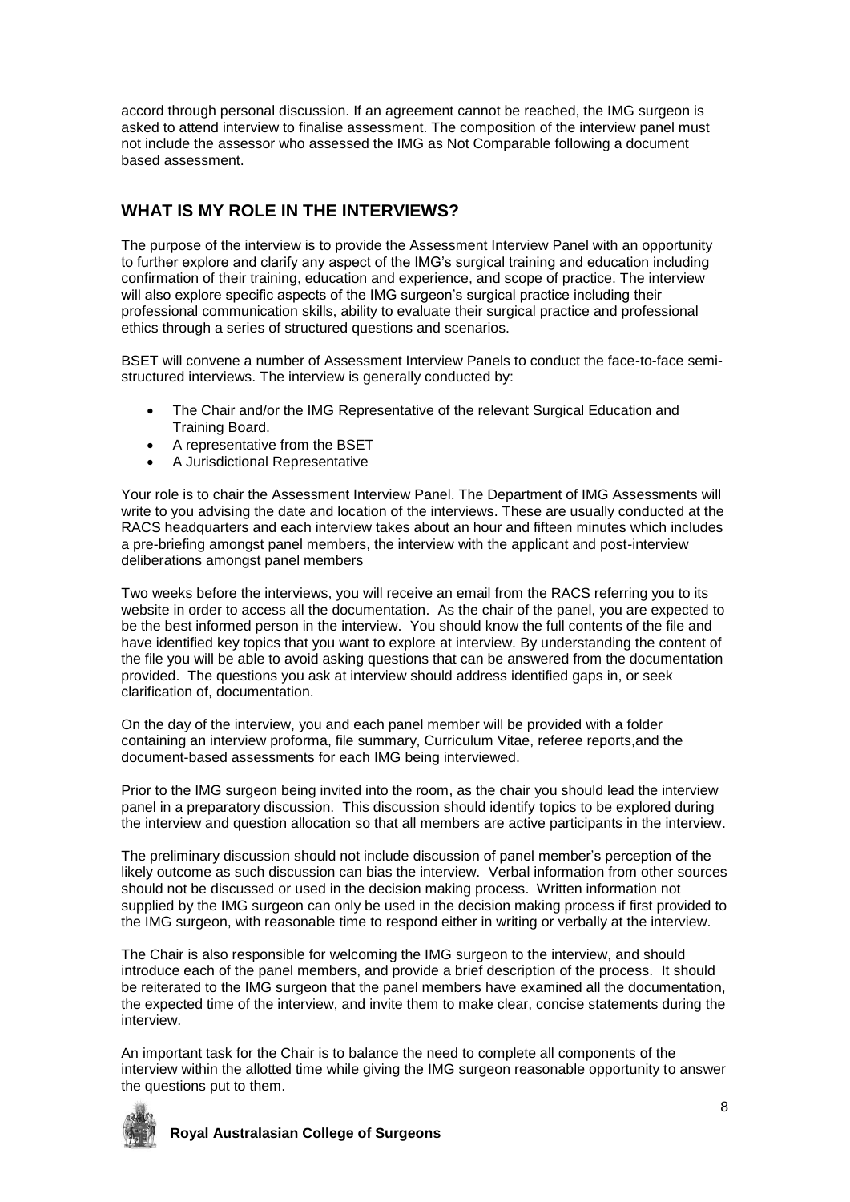accord through personal discussion. If an agreement cannot be reached, the IMG surgeon is asked to attend interview to finalise assessment. The composition of the interview panel must not include the assessor who assessed the IMG as Not Comparable following a document based assessment.

## WHAT IS MY ROLE IN THE INTERVIEWS?

The purpose of the interview is to provide the Assessment Interview Panel with an opportunity to further explore and clarify any aspect of the IMG's surgical training and education including confirmation of their training, education and experience, and scope of practice. The interview will also explore specific aspects of the IMG surgeon's surgical practice including their professional communication skills, ability to evaluate their surgical practice and professional ethics through a series of structured questions and scenarios.

BSET will convene a number of Assessment Interview Panels to conduct the face-to-face semi-structured interviews. The interview is generally conducted by:

- The Chair and/or the IMG Representative of the relevant Surgical Education and Training Board.
- A representative from the BSET
- A Jurisdictional Representative

Your role is to chair the Assessment Interview Panel. The Department of IMG Assessments will write to you advising the date and location of the interviews. These are usually conducted at the RACS headquarters and each interview takes about an hour and fifteen minutes which includes a pre-briefing amongst panel members, the interview with the applicant and post-interview deliberations amongst panel members

Two weeks before the interviews, you will receive an email from the RACS referring you to its website in order to access all the documentation. As the chair of the panel, you are expected to be the best informed person in the interview. You should know the full contents of the file and have identified key topics that you want to explore at interview. By understanding the content of the file you will be able to avoid asking questions that can be answered from the documentation provided. The questions you ask at interview should address identified gaps in, or seek clarification of, documentation.

On the day of the interview, you and each panel member will be provided with a folder containing an interview proforma, file summary, Curriculum Vitae, referee reports,and the document-based assessments for each IMG being interviewed.

Prior to the IMG surgeon being invited into the room, as the chair you should lead the interview panel in a preparatory discussion. This discussion should identify topics to be explored during the interview and question allocation so that all members are active participants in the interview.

The preliminary discussion should not include discussion of panel member's perception of the likely outcome as such discussion can bias the interview. Verbal information from other sources should not be discussed or used in the decision making process. Written information not supplied by the IMG surgeon can only be used in the decision making process if first provided to the IMG surgeon, with reasonable time to respond either in writing or verbally at the interview.

The Chair is also responsible for welcoming the IMG surgeon to the interview, and should introduce each of the panel members, and provide a brief description of the process. It should be reiterated to the IMG surgeon that the panel members have examined all the documentation, the expected time of the interview, and invite them to make clear, concise statements during the interview.

An important task for the Chair is to balance the need to complete all components of the interview within the allotted time while giving the IMG surgeon reasonable opportunity to answer the questions put to them.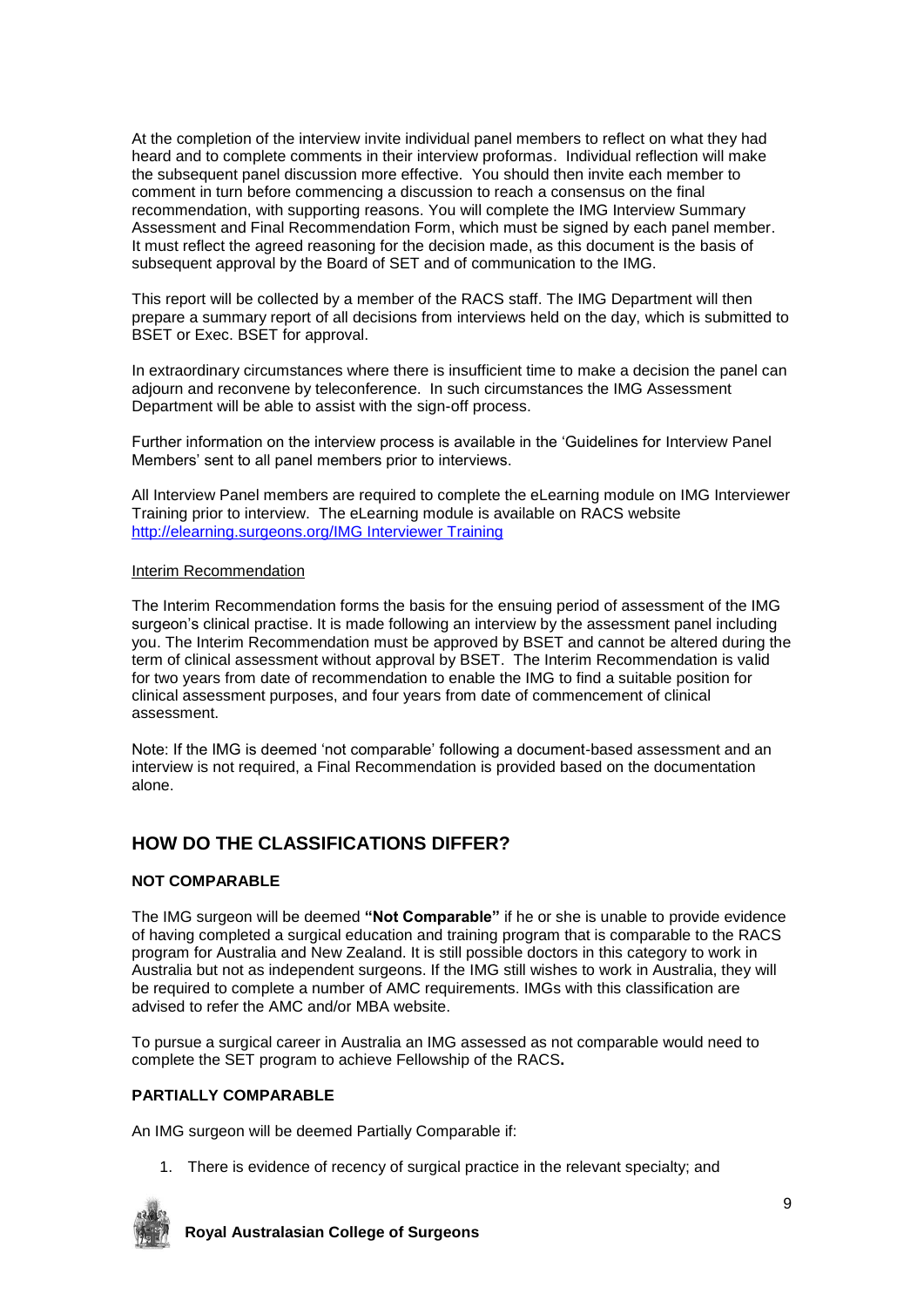At the completion of the interview invite individual panel members to reflect on what they had heard and to complete comments in their interview proformas. Individual reflection will make the subsequent panel discussion more effective. You should then invite each member to comment in turn before commencing a discussion to reach a consensus on the final recommendation, with supporting reasons. You will complete the IMG Interview Summary Assessment and Final Recommendation Form, which must be signed by each panel member. It must reflect the agreed reasoning for the decision made, as this document is the basis of subsequent approval by the Board of SET and of communication to the IMG.

This report will be collected by a member of the RACS staff. The IMG Department will then prepare a summary report of all decisions from interviews held on the day, which is submitted to BSET or Exec. BSET for approval.

In extraordinary circumstances where there is insufficient time to make a decision the panel can adjourn and reconvene by teleconference. In such circumstances the IMG Assessment Department will be able to assist with the sign-off process.

Further information on the interview process is available in the 'Guidelines for Interview Panel Members' sent to all panel members prior to interviews.

All Interview Panel members are required to complete the eLearning module on IMG Interviewer Training prior to interview. The eLearning module is available on RACS website [http://elearning.surgeons.org/IMG Interviewer Training](http://elearning.surgeons.org/IMG Interviewer Training)

Interim Recommendation

The Interim Recommendation forms the basis for the ensuing period of assessment of the IMG surgeon's clinical practise. It is made following an interview by the assessment panel including you. The Interim Recommendation must be approved by BSET and cannot be altered during the term of clinical assessment without approval by BSET. The Interim Recommendation is valid for two years from date of recommendation to enable the IMG to find a suitable position for clinical assessment purposes, and four years from date of commencement of clinical assessment.

Note: If the IMG is deemed 'not comparable' following a document-based assessment and an interview is not required, a Final Recommendation is provided based on the documentation alone.

## HOW DO THE CLASSIFICATIONS DIFFER?

### NOT COMPARABLE

The IMG surgeon will be deemed **"Not Comparable"** if he or she is unable to provide evidence of having completed a surgical education and training program that is comparable to the RACS program for Australia and New Zealand. It is still possible doctors in this category to work in Australia but not as independent surgeons. If the IMG still wishes to work in Australia, they will be required to complete a number of AMC requirements. IMGs with this classification are advised to refer the AMC and/or MBA website.

To pursue a surgical career in Australia an IMG assessed as not comparable would need to complete the SET program to achieve Fellowship of the RACS**.**

### PARTIALLY COMPARABLE

An IMG surgeon will be deemed Partially Comparable if:

1. There is evidence of recency of surgical practice in the relevant specialty; and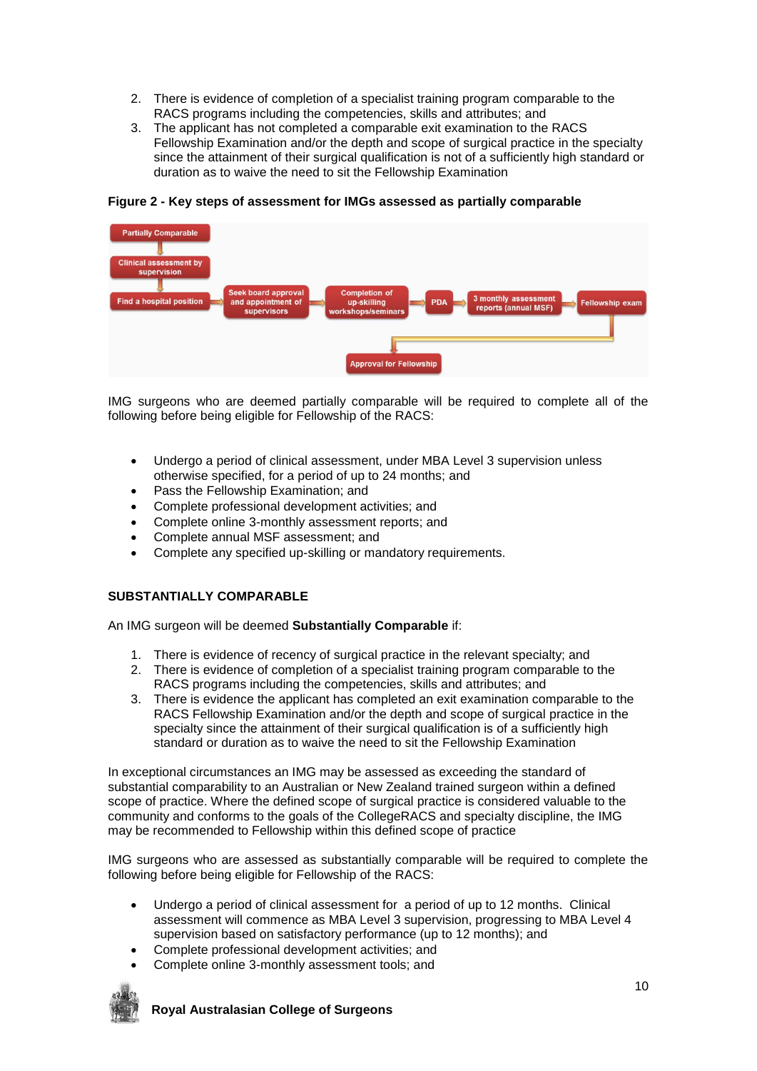2. There is evidence of completion of a specialist training program comparable to the RACS programs including the competencies, skills and attributes; and
3. The applicant has not completed a comparable exit examination to the RACS Fellowship Examination and/or the depth and scope of surgical practice in the specialty since the attainment of their surgical qualification is not of a sufficiently high standard or duration as to waive the need to sit the Fellowship Examination

**Figure 2 - Key steps of assessment for IMGs assessed as partially comparable**

Partially Comparable → Clinical assessment by supervision → Find a hospital position → Seek board approval and appointment of supervisors → Completion of up-skilling workshops/seminars → PDA → 3 monthly assessment reports (annual MSF) → Fellowship exam → Approval for Fellowship

IMG surgeons who are deemed partially comparable will be required to complete all of the following before being eligible for Fellowship of the RACS:

- Undergo a period of clinical assessment, under MBA Level 3 supervision unless otherwise specified, for a period of up to 24 months; and
- Pass the Fellowship Examination; and
- Complete professional development activities; and
- Complete online 3-monthly assessment reports; and
- Complete annual MSF assessment; and
- Complete any specified up-skilling or mandatory requirements.

## SUBSTANTIALLY COMPARABLE

An IMG surgeon will be deemed **Substantially Comparable** if:

1. There is evidence of recency of surgical practice in the relevant specialty; and
2. There is evidence of completion of a specialist training program comparable to the RACS programs including the competencies, skills and attributes; and
3. There is evidence the applicant has completed an exit examination comparable to the RACS Fellowship Examination and/or the depth and scope of surgical practice in the specialty since the attainment of their surgical qualification is of a sufficiently high standard or duration as to waive the need to sit the Fellowship Examination

In exceptional circumstances an IMG may be assessed as exceeding the standard of substantial comparability to an Australian or New Zealand trained surgeon within a defined scope of practice. Where the defined scope of surgical practice is considered valuable to the community and conforms to the goals of the CollegeRACS and specialty discipline, the IMG may be recommended to Fellowship within this defined scope of practice

IMG surgeons who are assessed as substantially comparable will be required to complete the following before being eligible for Fellowship of the RACS:

- Undergo a period of clinical assessment for a period of up to 12 months. Clinical assessment will commence as MBA Level 3 supervision, progressing to MBA Level 4 supervision based on satisfactory performance (up to 12 months); and
- Complete professional development activities; and
- Complete online 3-monthly assessment tools; and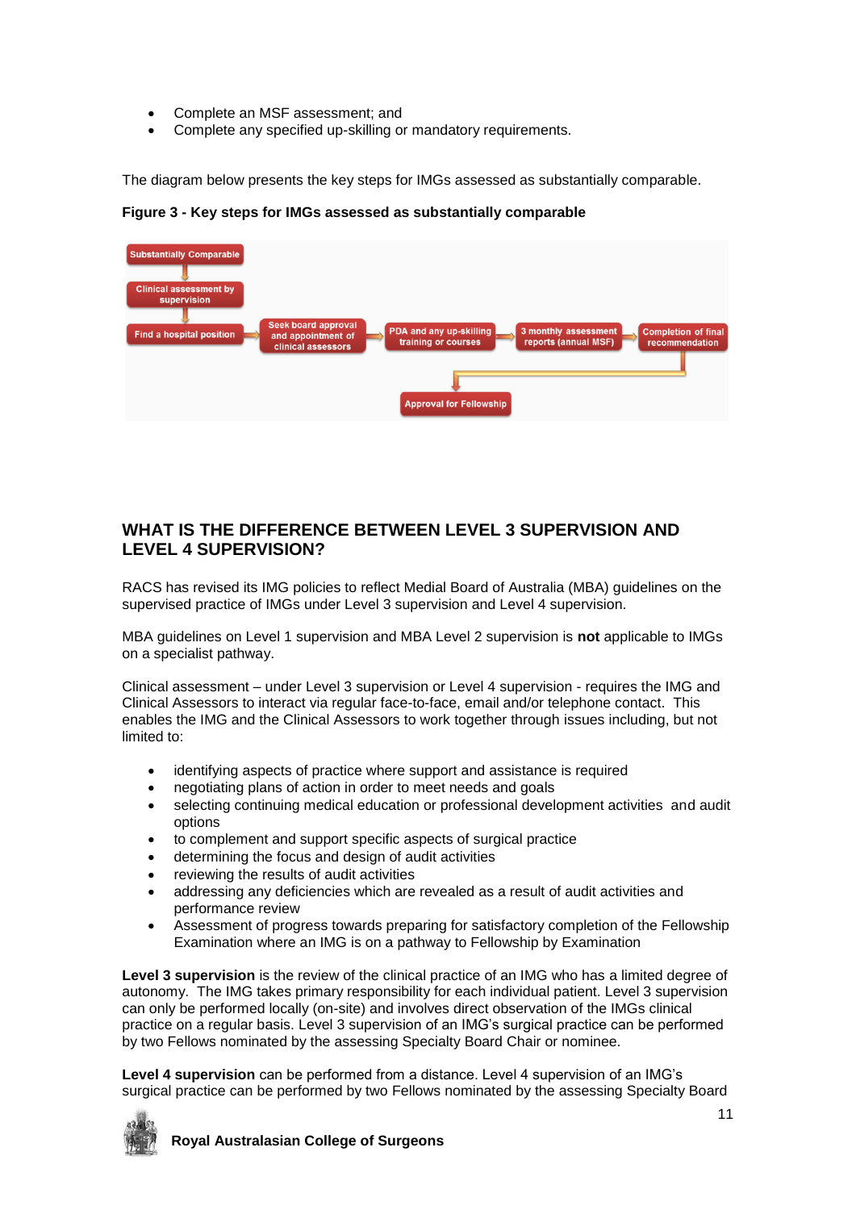- Complete an MSF assessment; and
- Complete any specified up-skilling or mandatory requirements.

The diagram below presents the key steps for IMGs assessed as substantially comparable.

**Figure 3 - Key steps for IMGs assessed as substantially comparable**

Substantially Comparable → Clinical assessment by supervision → Find a hospital position → Seek board approval and appointment of clinical assessors → PDA and any up-skilling training or courses → 3 monthly assessment reports (annual MSF) → Completion of final recommendation → Approval for Fellowship

## WHAT IS THE DIFFERENCE BETWEEN LEVEL 3 SUPERVISION AND LEVEL 4 SUPERVISION?

RACS has revised its IMG policies to reflect Medial Board of Australia (MBA) guidelines on the supervised practice of IMGs under Level 3 supervision and Level 4 supervision.

MBA guidelines on Level 1 supervision and MBA Level 2 supervision is **not** applicable to IMGs on a specialist pathway.

Clinical assessment – under Level 3 supervision or Level 4 supervision - requires the IMG and Clinical Assessors to interact via regular face-to-face, email and/or telephone contact. This enables the IMG and the Clinical Assessors to work together through issues including, but not limited to:

- identifying aspects of practice where support and assistance is required
- negotiating plans of action in order to meet needs and goals
- selecting continuing medical education or professional development activities and audit options
- to complement and support specific aspects of surgical practice
- determining the focus and design of audit activities
- reviewing the results of audit activities
- addressing any deficiencies which are revealed as a result of audit activities and performance review
- Assessment of progress towards preparing for satisfactory completion of the Fellowship Examination where an IMG is on a pathway to Fellowship by Examination

**Level 3 supervision** is the review of the clinical practice of an IMG who has a limited degree of autonomy. The IMG takes primary responsibility for each individual patient. Level 3 supervision can only be performed locally (on-site) and involves direct observation of the IMGs clinical practice on a regular basis. Level 3 supervision of an IMG's surgical practice can be performed by two Fellows nominated by the assessing Specialty Board Chair or nominee.

**Level 4 supervision** can be performed from a distance. Level 4 supervision of an IMG's surgical practice can be performed by two Fellows nominated by the assessing Specialty Board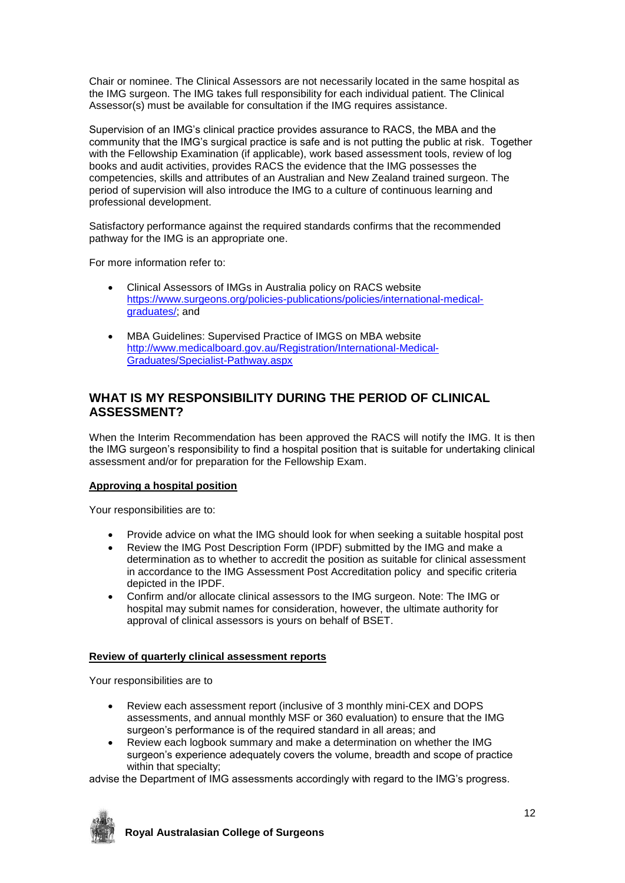Chair or nominee. The Clinical Assessors are not necessarily located in the same hospital as the IMG surgeon. The IMG takes full responsibility for each individual patient. The Clinical Assessor(s) must be available for consultation if the IMG requires assistance.

Supervision of an IMG's clinical practice provides assurance to RACS, the MBA and the community that the IMG's surgical practice is safe and is not putting the public at risk. Together with the Fellowship Examination (if applicable), work based assessment tools, review of log books and audit activities, provides RACS the evidence that the IMG possesses the competencies, skills and attributes of an Australian and New Zealand trained surgeon. The period of supervision will also introduce the IMG to a culture of continuous learning and professional development.

Satisfactory performance against the required standards confirms that the recommended pathway for the IMG is an appropriate one.

For more information refer to:

- Clinical Assessors of IMGs in Australia policy on RACS website https://www.surgeons.org/policies-publications/policies/international-medical-graduates/; and
- MBA Guidelines: Supervised Practice of IMGS on MBA website http://www.medicalboard.gov.au/Registration/International-Medical-Graduates/Specialist-Pathway.aspx

## WHAT IS MY RESPONSIBILITY DURING THE PERIOD OF CLINICAL ASSESSMENT?

When the Interim Recommendation has been approved the RACS will notify the IMG. It is then the IMG surgeon's responsibility to find a hospital position that is suitable for undertaking clinical assessment and/or for preparation for the Fellowship Exam.

**Approving a hospital position**

Your responsibilities are to:

- Provide advice on what the IMG should look for when seeking a suitable hospital post
- Review the IMG Post Description Form (IPDF) submitted by the IMG and make a determination as to whether to accredit the position as suitable for clinical assessment in accordance to the IMG Assessment Post Accreditation policy and specific criteria depicted in the IPDF.
- Confirm and/or allocate clinical assessors to the IMG surgeon. Note: The IMG or hospital may submit names for consideration, however, the ultimate authority for approval of clinical assessors is yours on behalf of BSET.

**Review of quarterly clinical assessment reports**

Your responsibilities are to

- Review each assessment report (inclusive of 3 monthly mini-CEX and DOPS assessments, and annual monthly MSF or 360 evaluation) to ensure that the IMG surgeon's performance is of the required standard in all areas; and
- Review each logbook summary and make a determination on whether the IMG surgeon's experience adequately covers the volume, breadth and scope of practice within that specialty;

advise the Department of IMG assessments accordingly with regard to the IMG's progress.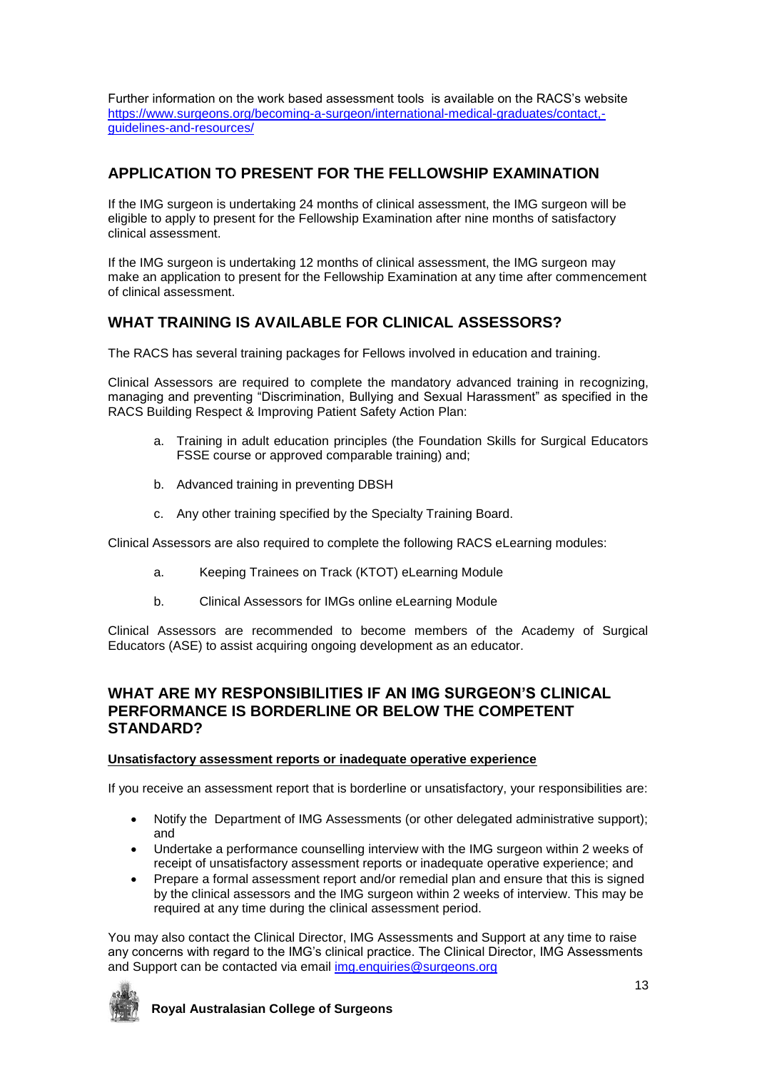Further information on the work based assessment tools is available on the RACS's website https://www.surgeons.org/becoming-a-surgeon/international-medical-graduates/contact,-guidelines-and-resources/

## APPLICATION TO PRESENT FOR THE FELLOWSHIP EXAMINATION

If the IMG surgeon is undertaking 24 months of clinical assessment, the IMG surgeon will be eligible to apply to present for the Fellowship Examination after nine months of satisfactory clinical assessment.

If the IMG surgeon is undertaking 12 months of clinical assessment, the IMG surgeon may make an application to present for the Fellowship Examination at any time after commencement of clinical assessment.

## WHAT TRAINING IS AVAILABLE FOR CLINICAL ASSESSORS?

The RACS has several training packages for Fellows involved in education and training.

Clinical Assessors are required to complete the mandatory advanced training in recognizing, managing and preventing "Discrimination, Bullying and Sexual Harassment" as specified in the RACS Building Respect & Improving Patient Safety Action Plan:

a. Training in adult education principles (the Foundation Skills for Surgical Educators FSSE course or approved comparable training) and;

b. Advanced training in preventing DBSH

c. Any other training specified by the Specialty Training Board.

Clinical Assessors are also required to complete the following RACS eLearning modules:

a. Keeping Trainees on Track (KTOT) eLearning Module

b. Clinical Assessors for IMGs online eLearning Module

Clinical Assessors are recommended to become members of the Academy of Surgical Educators (ASE) to assist acquiring ongoing development as an educator.

## WHAT ARE MY RESPONSIBILITIES IF AN IMG SURGEON'S CLINICAL PERFORMANCE IS BORDERLINE OR BELOW THE COMPETENT STANDARD?

**Unsatisfactory assessment reports or inadequate operative experience**

If you receive an assessment report that is borderline or unsatisfactory, your responsibilities are:

- Notify the Department of IMG Assessments (or other delegated administrative support); and
- Undertake a performance counselling interview with the IMG surgeon within 2 weeks of receipt of unsatisfactory assessment reports or inadequate operative experience; and
- Prepare a formal assessment report and/or remedial plan and ensure that this is signed by the clinical assessors and the IMG surgeon within 2 weeks of interview. This may be required at any time during the clinical assessment period.

You may also contact the Clinical Director, IMG Assessments and Support at any time to raise any concerns with regard to the IMG's clinical practice. The Clinical Director, IMG Assessments and Support can be contacted via email img.enquiries@surgeons.org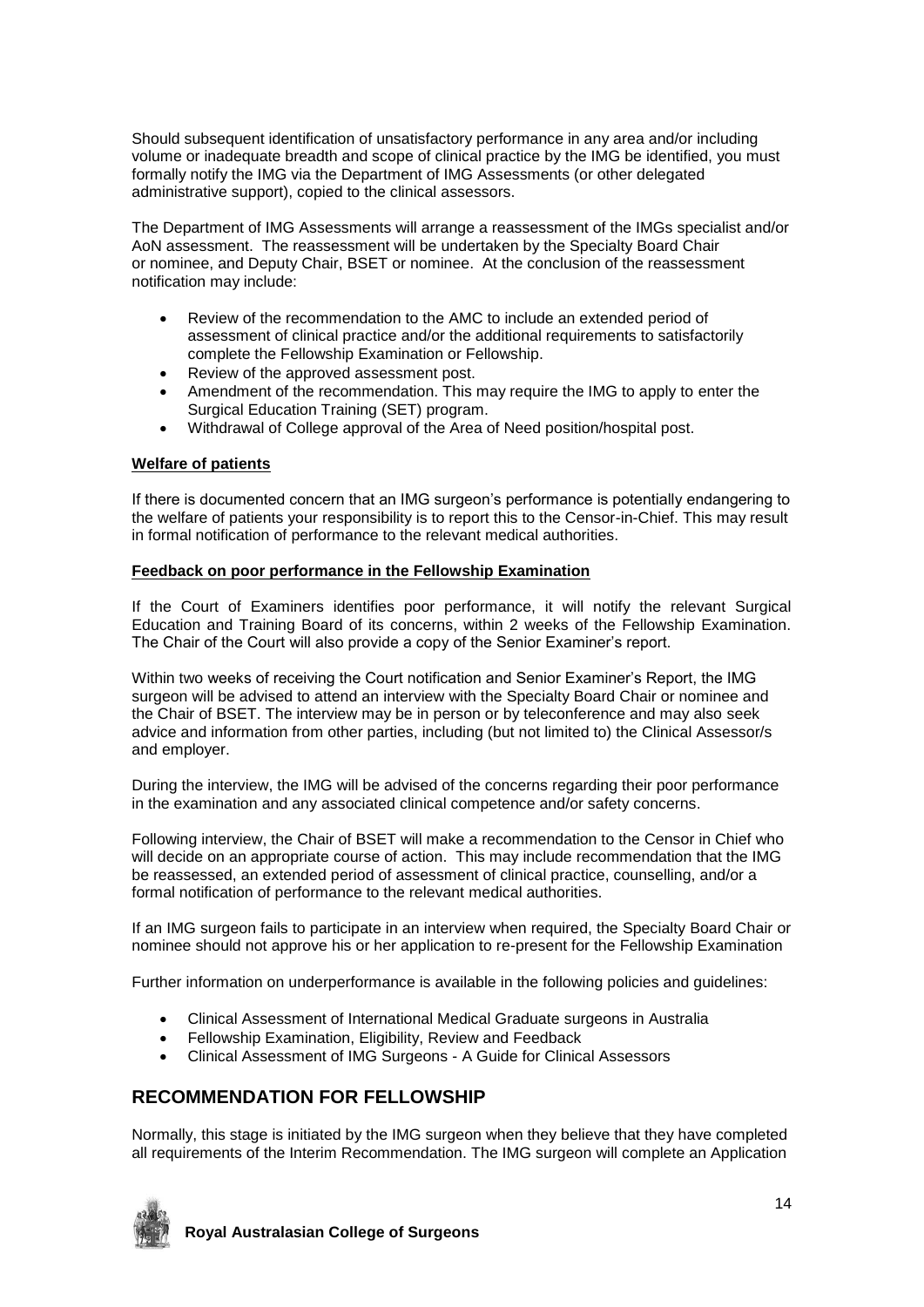Should subsequent identification of unsatisfactory performance in any area and/or including volume or inadequate breadth and scope of clinical practice by the IMG be identified, you must formally notify the IMG via the Department of IMG Assessments (or other delegated administrative support), copied to the clinical assessors.

The Department of IMG Assessments will arrange a reassessment of the IMGs specialist and/or AoN assessment. The reassessment will be undertaken by the Specialty Board Chair or nominee, and Deputy Chair, BSET or nominee. At the conclusion of the reassessment notification may include:

- Review of the recommendation to the AMC to include an extended period of assessment of clinical practice and/or the additional requirements to satisfactorily complete the Fellowship Examination or Fellowship.
- Review of the approved assessment post.
- Amendment of the recommendation. This may require the IMG to apply to enter the Surgical Education Training (SET) program.
- Withdrawal of College approval of the Area of Need position/hospital post.

**Welfare of patients**

If there is documented concern that an IMG surgeon's performance is potentially endangering to the welfare of patients your responsibility is to report this to the Censor-in-Chief. This may result in formal notification of performance to the relevant medical authorities.

**Feedback on poor performance in the Fellowship Examination**

If the Court of Examiners identifies poor performance, it will notify the relevant Surgical Education and Training Board of its concerns, within 2 weeks of the Fellowship Examination. The Chair of the Court will also provide a copy of the Senior Examiner's report.

Within two weeks of receiving the Court notification and Senior Examiner's Report, the IMG surgeon will be advised to attend an interview with the Specialty Board Chair or nominee and the Chair of BSET. The interview may be in person or by teleconference and may also seek advice and information from other parties, including (but not limited to) the Clinical Assessor/s and employer.

During the interview, the IMG will be advised of the concerns regarding their poor performance in the examination and any associated clinical competence and/or safety concerns.

Following interview, the Chair of BSET will make a recommendation to the Censor in Chief who will decide on an appropriate course of action. This may include recommendation that the IMG be reassessed, an extended period of assessment of clinical practice, counselling, and/or a formal notification of performance to the relevant medical authorities.

If an IMG surgeon fails to participate in an interview when required, the Specialty Board Chair or nominee should not approve his or her application to re-present for the Fellowship Examination

Further information on underperformance is available in the following policies and guidelines:

- Clinical Assessment of International Medical Graduate surgeons in Australia
- Fellowship Examination, Eligibility, Review and Feedback
- Clinical Assessment of IMG Surgeons - A Guide for Clinical Assessors

## RECOMMENDATION FOR FELLOWSHIP

Normally, this stage is initiated by the IMG surgeon when they believe that they have completed all requirements of the Interim Recommendation. The IMG surgeon will complete an Application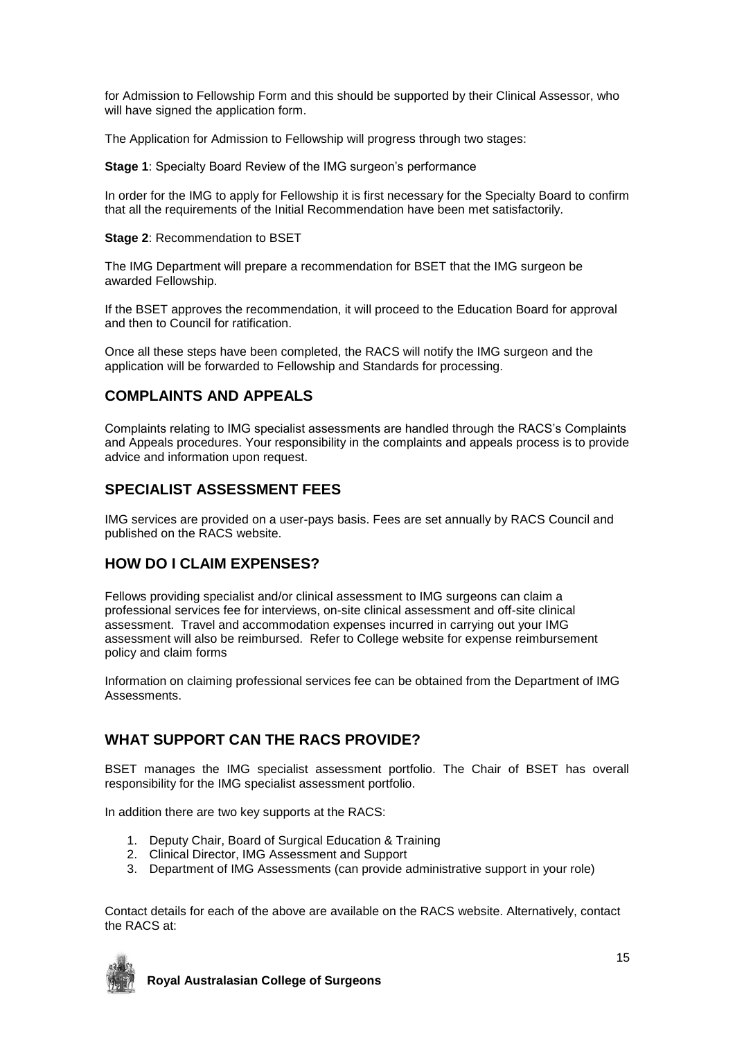for Admission to Fellowship Form and this should be supported by their Clinical Assessor, who will have signed the application form.

The Application for Admission to Fellowship will progress through two stages:

**Stage 1**: Specialty Board Review of the IMG surgeon's performance

In order for the IMG to apply for Fellowship it is first necessary for the Specialty Board to confirm that all the requirements of the Initial Recommendation have been met satisfactorily.

**Stage 2**: Recommendation to BSET

The IMG Department will prepare a recommendation for BSET that the IMG surgeon be awarded Fellowship.

If the BSET approves the recommendation, it will proceed to the Education Board for approval and then to Council for ratification.

Once all these steps have been completed, the RACS will notify the IMG surgeon and the application will be forwarded to Fellowship and Standards for processing.

## COMPLAINTS AND APPEALS

Complaints relating to IMG specialist assessments are handled through the RACS's Complaints and Appeals procedures. Your responsibility in the complaints and appeals process is to provide advice and information upon request.

## SPECIALIST ASSESSMENT FEES

IMG services are provided on a user-pays basis. Fees are set annually by RACS Council and published on the RACS website.

## HOW DO I CLAIM EXPENSES?

Fellows providing specialist and/or clinical assessment to IMG surgeons can claim a professional services fee for interviews, on-site clinical assessment and off-site clinical assessment. Travel and accommodation expenses incurred in carrying out your IMG assessment will also be reimbursed. Refer to College website for expense reimbursement policy and claim forms

Information on claiming professional services fee can be obtained from the Department of IMG Assessments.

## WHAT SUPPORT CAN THE RACS PROVIDE?

BSET manages the IMG specialist assessment portfolio. The Chair of BSET has overall responsibility for the IMG specialist assessment portfolio.

In addition there are two key supports at the RACS:

1. Deputy Chair, Board of Surgical Education & Training
2. Clinical Director, IMG Assessment and Support
3. Department of IMG Assessments (can provide administrative support in your role)

Contact details for each of the above are available on the RACS website. Alternatively, contact the RACS at: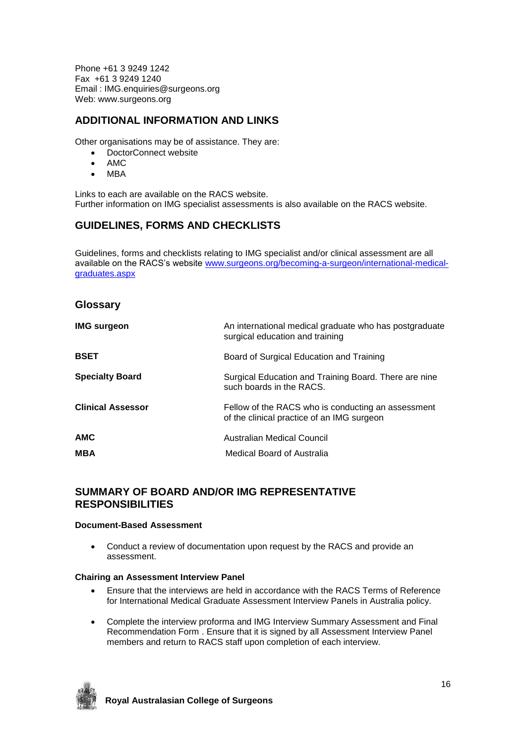Phone +61 3 9249 1242
Fax +61 3 9249 1240
Email : IMG.enquiries@surgeons.org
Web: www.surgeons.org

## ADDITIONAL INFORMATION AND LINKS

Other organisations may be of assistance. They are:

- DoctorConnect website
- AMC
- MBA

Links to each are available on the RACS website.
Further information on IMG specialist assessments is also available on the RACS website.

## GUIDELINES, FORMS AND CHECKLISTS

Guidelines, forms and checklists relating to IMG specialist and/or clinical assessment are all available on the RACS's website [www.surgeons.org/becoming-a-surgeon/international-medical-graduates.aspx](www.surgeons.org/becoming-a-surgeon/international-medical-graduates.aspx)

## Glossary

| | |
|---|---|
| **IMG surgeon** | An international medical graduate who has postgraduate surgical education and training |
| **BSET** | Board of Surgical Education and Training |
| **Specialty Board** | Surgical Education and Training Board. There are nine such boards in the RACS. |
| **Clinical Assessor** | Fellow of the RACS who is conducting an assessment of the clinical practice of an IMG surgeon |
| **AMC** | Australian Medical Council |
| **MBA** | Medical Board of Australia |

## SUMMARY OF BOARD AND/OR IMG REPRESENTATIVE RESPONSIBILITIES

#### Document-Based Assessment

- Conduct a review of documentation upon request by the RACS and provide an assessment.

#### Chairing an Assessment Interview Panel

- Ensure that the interviews are held in accordance with the RACS Terms of Reference for International Medical Graduate Assessment Interview Panels in Australia policy.
- Complete the interview proforma and IMG Interview Summary Assessment and Final Recommendation Form . Ensure that it is signed by all Assessment Interview Panel members and return to RACS staff upon completion of each interview.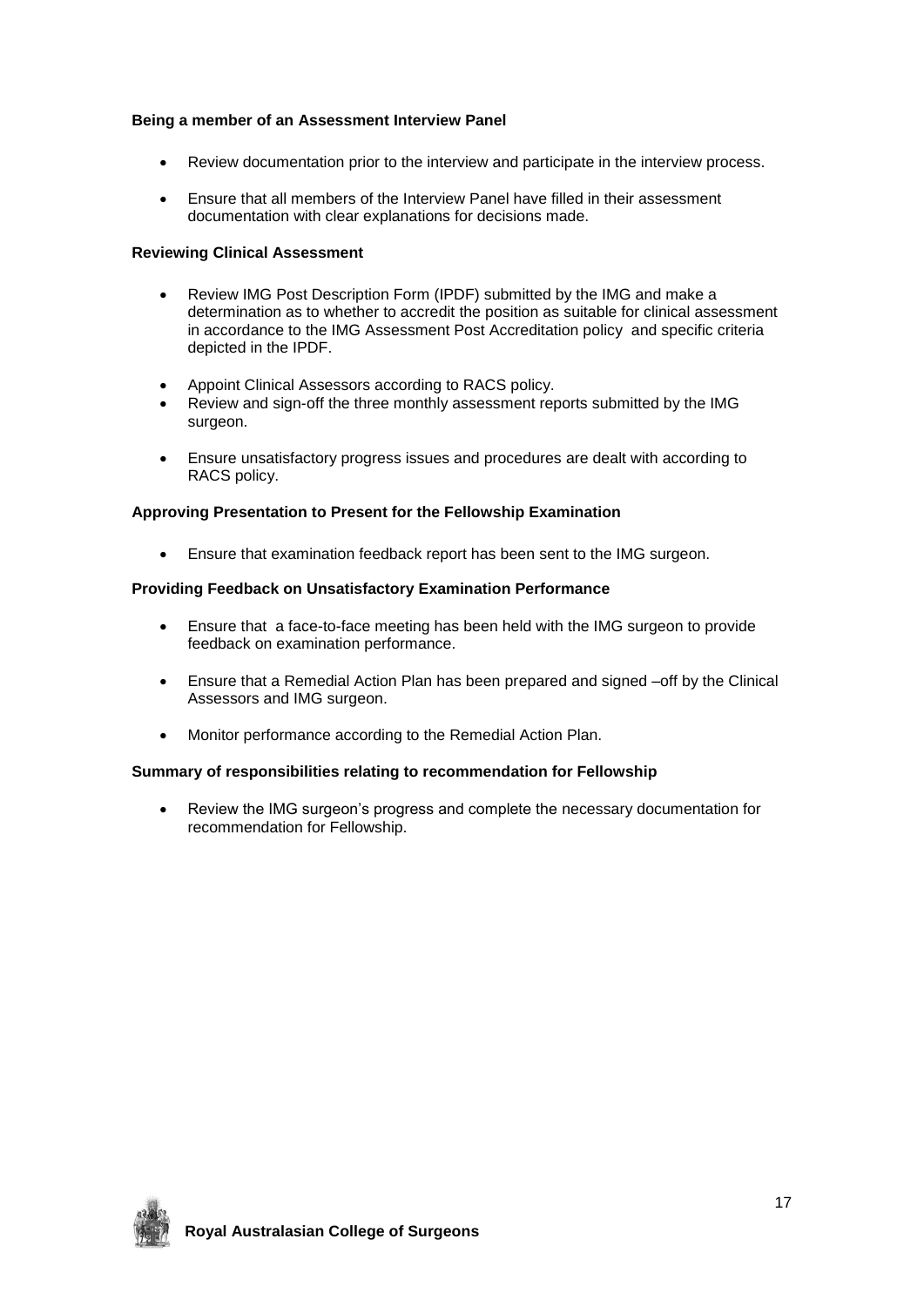**Being a member of an Assessment Interview Panel**

- Review documentation prior to the interview and participate in the interview process.
- Ensure that all members of the Interview Panel have filled in their assessment documentation with clear explanations for decisions made.

**Reviewing Clinical Assessment**

- Review IMG Post Description Form (IPDF) submitted by the IMG and make a determination as to whether to accredit the position as suitable for clinical assessment in accordance to the IMG Assessment Post Accreditation policy and specific criteria depicted in the IPDF.
- Appoint Clinical Assessors according to RACS policy.
- Review and sign-off the three monthly assessment reports submitted by the IMG surgeon.
- Ensure unsatisfactory progress issues and procedures are dealt with according to RACS policy.

**Approving Presentation to Present for the Fellowship Examination**

- Ensure that examination feedback report has been sent to the IMG surgeon.

**Providing Feedback on Unsatisfactory Examination Performance**

- Ensure that a face-to-face meeting has been held with the IMG surgeon to provide feedback on examination performance.
- Ensure that a Remedial Action Plan has been prepared and signed –off by the Clinical Assessors and IMG surgeon.
- Monitor performance according to the Remedial Action Plan.

**Summary of responsibilities relating to recommendation for Fellowship**

- Review the IMG surgeon's progress and complete the necessary documentation for recommendation for Fellowship.